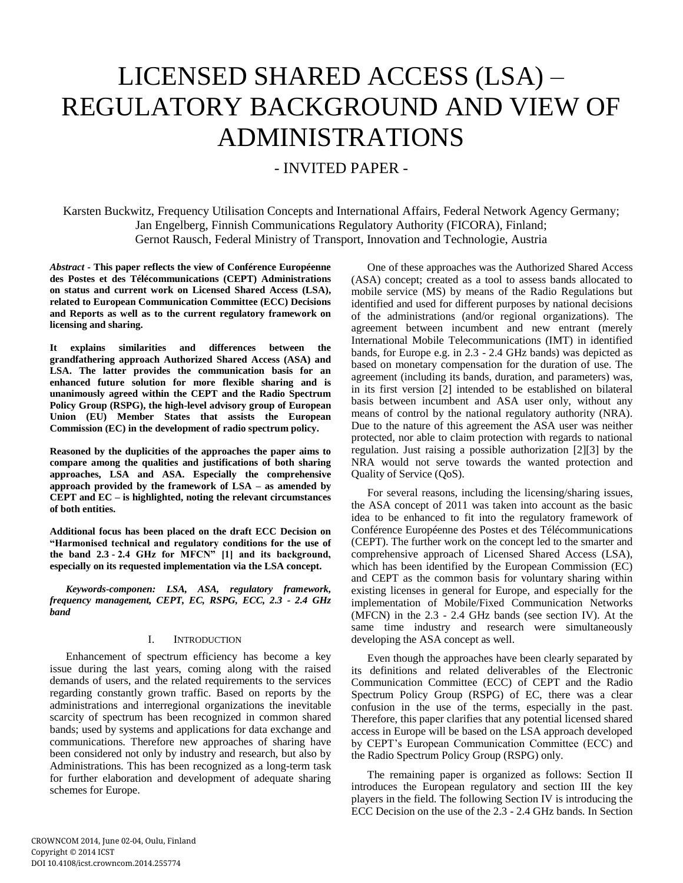# LICENSED SHARED ACCESS (LSA) – REGULATORY BACKGROUND AND VIEW OF ADMINISTRATIONS

## - INVITED PAPER -

Karsten Buckwitz, Frequency Utilisation Concepts and International Affairs, Federal Network Agency Germany;
Jan Engelberg, Finnish Communications Regulatory Authority (FICORA), Finland;
Gernot Rausch, Federal Ministry of Transport, Innovation and Technologie, Austria

***Abstract*** - **This paper reflects the view of Conférence Européenne des Postes et des Télécommunications (CEPT) Administrations on status and current work on Licensed Shared Access (LSA), related to European Communication Committee (ECC) Decisions and Reports as well as to the current regulatory framework on licensing and sharing.**

**It explains similarities and differences between the grandfathering approach Authorized Shared Access (ASA) and LSA. The latter provides the communication basis for an enhanced future solution for more flexible sharing and is unanimously agreed within the CEPT and the Radio Spectrum Policy Group (RSPG), the high-level advisory group of European Union (EU) Member States that assists the European Commission (EC) in the development of radio spectrum policy.**

**Reasoned by the duplicities of the approaches the paper aims to compare among the qualities and justifications of both sharing approaches, LSA and ASA. Especially the comprehensive approach provided by the framework of LSA – as amended by CEPT and EC – is highlighted, noting the relevant circumstances of both entities.**

**Additional focus has been placed on the draft ECC Decision on "Harmonised technical and regulatory conditions for the use of the band 2.3 - 2.4 GHz for MFCN" [1] and its background, especially on its requested implementation via the LSA concept.**

***Keywords-componen: LSA, ASA, regulatory framework, frequency management, CEPT, EC, RSPG, ECC, 2.3 - 2.4 GHz band***

## I. Introduction

Enhancement of spectrum efficiency has become a key issue during the last years, coming along with the raised demands of users, and the related requirements to the services regarding constantly grown traffic. Based on reports by the administrations and interregional organizations the inevitable scarcity of spectrum has been recognized in common shared bands; used by systems and applications for data exchange and communications. Therefore new approaches of sharing have been considered not only by industry and research, but also by Administrations. This has been recognized as a long-term task for further elaboration and development of adequate sharing schemes for Europe.

One of these approaches was the Authorized Shared Access (ASA) concept; created as a tool to assess bands allocated to mobile service (MS) by means of the Radio Regulations but identified and used for different purposes by national decisions of the administrations (and/or regional organizations). The agreement between incumbent and new entrant (merely International Mobile Telecommunications (IMT) in identified bands, for Europe e.g. in 2.3 - 2.4 GHz bands) was depicted as based on monetary compensation for the duration of use. The agreement (including its bands, duration, and parameters) was, in its first version [2] intended to be established on bilateral basis between incumbent and ASA user only, without any means of control by the national regulatory authority (NRA). Due to the nature of this agreement the ASA user was neither protected, nor able to claim protection with regards to national regulation. Just raising a possible authorization [2][3] by the NRA would not serve towards the wanted protection and Quality of Service (QoS).

For several reasons, including the licensing/sharing issues, the ASA concept of 2011 was taken into account as the basic idea to be enhanced to fit into the regulatory framework of Conférence Européenne des Postes et des Télécommunications (CEPT). The further work on the concept led to the smarter and comprehensive approach of Licensed Shared Access (LSA), which has been identified by the European Commission (EC) and CEPT as the common basis for voluntary sharing within existing licenses in general for Europe, and especially for the implementation of Mobile/Fixed Communication Networks (MFCN) in the 2.3 - 2.4 GHz bands (see section IV). At the same time industry and research were simultaneously developing the ASA concept as well.

Even though the approaches have been clearly separated by its definitions and related deliverables of the Electronic Communication Committee (ECC) of CEPT and the Radio Spectrum Policy Group (RSPG) of EC, there was a clear confusion in the use of the terms, especially in the past. Therefore, this paper clarifies that any potential licensed shared access in Europe will be based on the LSA approach developed by CEPT's European Communication Committee (ECC) and the Radio Spectrum Policy Group (RSPG) only.

The remaining paper is organized as follows: Section II introduces the European regulatory and section III the key players in the field. The following Section IV is introducing the ECC Decision on the use of the 2.3 - 2.4 GHz bands. In Section

CROWNCOM 2014, June 02-04, Oulu, Finland
Copyright © 2014 ICST
DOI 10.4108/icst.crowncom.2014.255774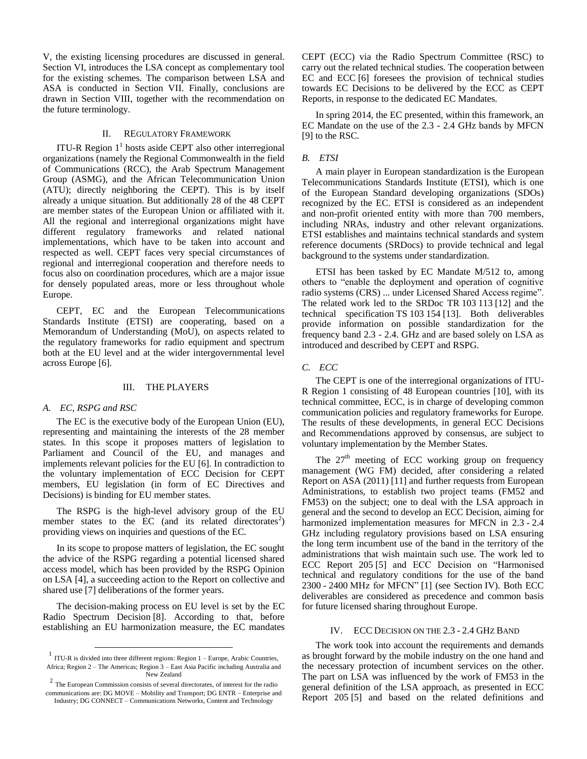V, the existing licensing procedures are discussed in general. Section VI, introduces the LSA concept as complementary tool for the existing schemes. The comparison between LSA and ASA is conducted in Section VII. Finally, conclusions are drawn in Section VIII, together with the recommendation on the future terminology.

## II. REGULATORY FRAMEWORK

ITU-R Region 1[1] hosts aside CEPT also other interregional organizations (namely the Regional Commonwealth in the field of Communications (RCC), the Arab Spectrum Management Group (ASMG), and the African Telecommunication Union (ATU); directly neighboring the CEPT). This is by itself already a unique situation. But additionally 28 of the 48 CEPT are member states of the European Union or affiliated with it. All the regional and interregional organizations might have different regulatory frameworks and related national implementations, which have to be taken into account and respected as well. CEPT faces very special circumstances of regional and interregional cooperation and therefore needs to focus also on coordination procedures, which are a major issue for densely populated areas, more or less throughout whole Europe.

CEPT, EC and the European Telecommunications Standards Institute (ETSI) are cooperating, based on a Memorandum of Understanding (MoU), on aspects related to the regulatory frameworks for radio equipment and spectrum both at the EU level and at the wider intergovernmental level across Europe [6].

## III. THE PLAYERS

### A. EC, RSPG and RSC

The EC is the executive body of the European Union (EU), representing and maintaining the interests of the 28 member states. In this scope it proposes matters of legislation to Parliament and Council of the EU, and manages and implements relevant policies for the EU [6]. In contradiction to the voluntary implementation of ECC Decision for CEPT members, EU legislation (in form of EC Directives and Decisions) is binding for EU member states.

The RSPG is the high-level advisory group of the EU member states to the EC (and its related directorates[2]) providing views on inquiries and questions of the EC.

In its scope to propose matters of legislation, the EC sought the advice of the RSPG regarding a potential licensed shared access model, which has been provided by the RSPG Opinion on LSA [4], a succeeding action to the Report on collective and shared use [7] deliberations of the former years.

The decision-making process on EU level is set by the EC Radio Spectrum Decision [8]. According to that, before establishing an EU harmonization measure, the EC mandates CEPT (ECC) via the Radio Spectrum Committee (RSC) to carry out the related technical studies. The cooperation between EC and ECC [6] foresees the provision of technical studies towards EC Decisions to be delivered by the ECC as CEPT Reports, in response to the dedicated EC Mandates.

In spring 2014, the EC presented, within this framework, an EC Mandate on the use of the 2.3 - 2.4 GHz bands by MFCN [9] to the RSC.

### B. ETSI

A main player in European standardization is the European Telecommunications Standards Institute (ETSI), which is one of the European Standard developing organizations (SDOs) recognized by the EC. ETSI is considered as an independent and non-profit oriented entity with more than 700 members, including NRAs, industry and other relevant organizations. ETSI establishes and maintains technical standards and system reference documents (SRDocs) to provide technical and legal background to the systems under standardization.

ETSI has been tasked by EC Mandate M/512 to, among others to "enable the deployment and operation of cognitive radio systems (CRS) ... under Licensed Shared Access regime". The related work led to the SRDoc TR 103 113 [12] and the technical specification TS 103 154 [13]. Both deliverables provide information on possible standardization for the frequency band 2.3 - 2.4. GHz and are based solely on LSA as introduced and described by CEPT and RSPG.

### C. ECC

The CEPT is one of the interregional organizations of ITU-R Region 1 consisting of 48 European countries [10], with its technical committee, ECC, is in charge of developing common communication policies and regulatory frameworks for Europe. The results of these developments, in general ECC Decisions and Recommendations approved by consensus, are subject to voluntary implementation by the Member States.

The 27th meeting of ECC working group on frequency management (WG FM) decided, after considering a related Report on ASA (2011) [11] and further requests from European Administrations, to establish two project teams (FM52 and FM53) on the subject; one to deal with the LSA approach in general and the second to develop an ECC Decision, aiming for harmonized implementation measures for MFCN in 2.3 - 2.4 GHz including regulatory provisions based on LSA ensuring the long term incumbent use of the band in the territory of the administrations that wish maintain such use. The work led to ECC Report 205 [5] and ECC Decision on "Harmonised technical and regulatory conditions for the use of the band 2300 - 2400 MHz for MFCN" [1] (see Section IV). Both ECC deliverables are considered as precedence and common basis for future licensed sharing throughout Europe.

## IV. ECC DECISION ON THE 2.3 - 2.4 GHZ BAND

The work took into account the requirements and demands as brought forward by the mobile industry on the one hand and the necessary protection of incumbent services on the other. The part on LSA was influenced by the work of FM53 in the general definition of the LSA approach, as presented in ECC Report 205 [5] and based on the related definitions and

---

[1] ITU-R is divided into three different regions: Region 1 – Europe, Arabic Countries, Africa; Region 2 – The Americas; Region 3 – East Asia Pacific including Australia and New Zealand

[2] The European Commission consists of several directorates, of interest for the radio communications are: DG MOVE – Mobility and Transport; DG ENTR – Enterprise and Industry; DG CONNECT – Communications Networks, Content and Technology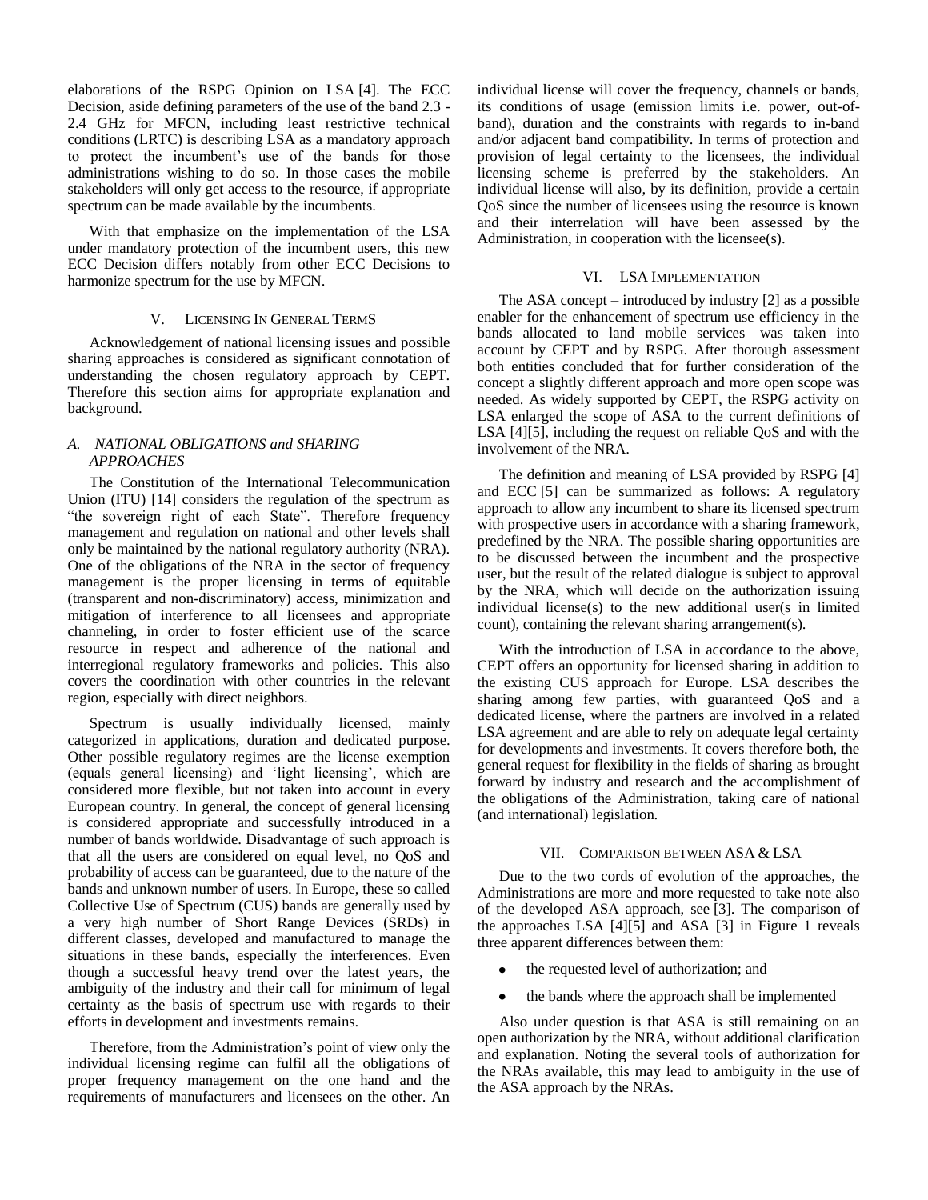elaborations of the RSPG Opinion on LSA [4]. The ECC Decision, aside defining parameters of the use of the band 2.3 - 2.4 GHz for MFCN, including least restrictive technical conditions (LRTC) is describing LSA as a mandatory approach to protect the incumbent's use of the bands for those administrations wishing to do so. In those cases the mobile stakeholders will only get access to the resource, if appropriate spectrum can be made available by the incumbents.

With that emphasize on the implementation of the LSA under mandatory protection of the incumbent users, this new ECC Decision differs notably from other ECC Decisions to harmonize spectrum for the use by MFCN.

## V. LICENSING IN GENERAL TERMS

Acknowledgement of national licensing issues and possible sharing approaches is considered as significant connotation of understanding the chosen regulatory approach by CEPT. Therefore this section aims for appropriate explanation and background.

### *A. NATIONAL OBLIGATIONS and SHARING APPROACHES*

The Constitution of the International Telecommunication Union (ITU) [14] considers the regulation of the spectrum as "the sovereign right of each State". Therefore frequency management and regulation on national and other levels shall only be maintained by the national regulatory authority (NRA). One of the obligations of the NRA in the sector of frequency management is the proper licensing in terms of equitable (transparent and non-discriminatory) access, minimization and mitigation of interference to all licensees and appropriate channeling, in order to foster efficient use of the scarce resource in respect and adherence of the national and interregional regulatory frameworks and policies. This also covers the coordination with other countries in the relevant region, especially with direct neighbors.

Spectrum is usually individually licensed, mainly categorized in applications, duration and dedicated purpose. Other possible regulatory regimes are the license exemption (equals general licensing) and 'light licensing', which are considered more flexible, but not taken into account in every European country. In general, the concept of general licensing is considered appropriate and successfully introduced in a number of bands worldwide. Disadvantage of such approach is that all the users are considered on equal level, no QoS and probability of access can be guaranteed, due to the nature of the bands and unknown number of users. In Europe, these so called Collective Use of Spectrum (CUS) bands are generally used by a very high number of Short Range Devices (SRDs) in different classes, developed and manufactured to manage the situations in these bands, especially the interferences. Even though a successful heavy trend over the latest years, the ambiguity of the industry and their call for minimum of legal certainty as the basis of spectrum use with regards to their efforts in development and investments remains.

Therefore, from the Administration's point of view only the individual licensing regime can fulfil all the obligations of proper frequency management on the one hand and the requirements of manufacturers and licensees on the other. An individual license will cover the frequency, channels or bands, its conditions of usage (emission limits i.e. power, out-of-band), duration and the constraints with regards to in-band and/or adjacent band compatibility. In terms of protection and provision of legal certainty to the licensees, the individual licensing scheme is preferred by the stakeholders. An individual license will also, by its definition, provide a certain QoS since the number of licensees using the resource is known and their interrelation will have been assessed by the Administration, in cooperation with the licensee(s).

## VI. LSA IMPLEMENTATION

The ASA concept – introduced by industry [2] as a possible enabler for the enhancement of spectrum use efficiency in the bands allocated to land mobile services – was taken into account by CEPT and by RSPG. After thorough assessment both entities concluded that for further consideration of the concept a slightly different approach and more open scope was needed. As widely supported by CEPT, the RSPG activity on LSA enlarged the scope of ASA to the current definitions of LSA [4][5], including the request on reliable QoS and with the involvement of the NRA.

The definition and meaning of LSA provided by RSPG [4] and ECC [5] can be summarized as follows: A regulatory approach to allow any incumbent to share its licensed spectrum with prospective users in accordance with a sharing framework, predefined by the NRA. The possible sharing opportunities are to be discussed between the incumbent and the prospective user, but the result of the related dialogue is subject to approval by the NRA, which will decide on the authorization issuing individual license(s) to the new additional user(s in limited count), containing the relevant sharing arrangement(s).

With the introduction of LSA in accordance to the above, CEPT offers an opportunity for licensed sharing in addition to the existing CUS approach for Europe. LSA describes the sharing among few parties, with guaranteed QoS and a dedicated license, where the partners are involved in a related LSA agreement and are able to rely on adequate legal certainty for developments and investments. It covers therefore both, the general request for flexibility in the fields of sharing as brought forward by industry and research and the accomplishment of the obligations of the Administration, taking care of national (and international) legislation.

## VII. COMPARISON BETWEEN ASA & LSA

Due to the two cords of evolution of the approaches, the Administrations are more and more requested to take note also of the developed ASA approach, see [3]. The comparison of the approaches LSA [4][5] and ASA [3] in Figure 1 reveals three apparent differences between them:

- the requested level of authorization; and
- the bands where the approach shall be implemented

Also under question is that ASA is still remaining on an open authorization by the NRA, without additional clarification and explanation. Noting the several tools of authorization for the NRAs available, this may lead to ambiguity in the use of the ASA approach by the NRAs.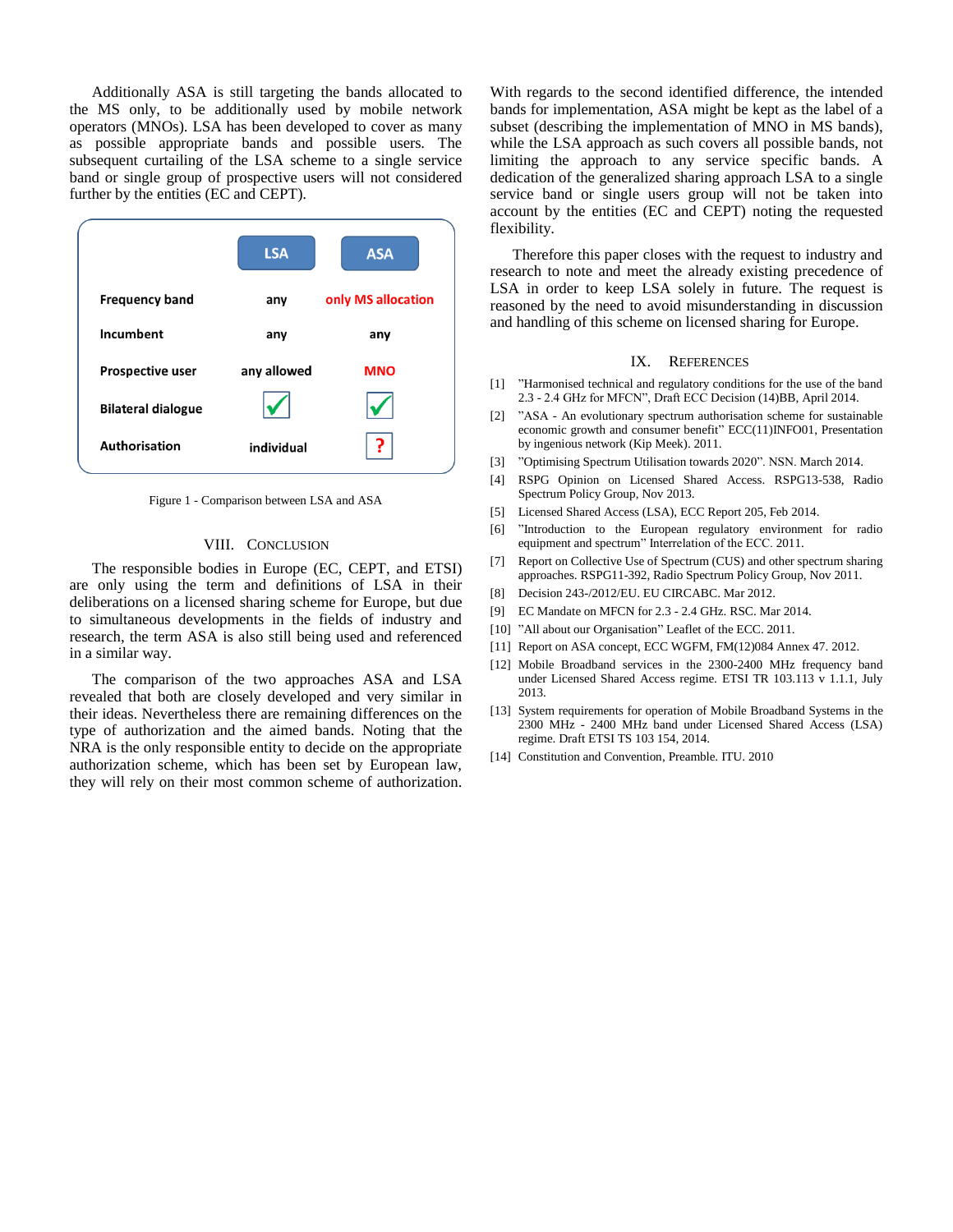Additionally ASA is still targeting the bands allocated to the MS only, to be additionally used by mobile network operators (MNOs). LSA has been developed to cover as many as possible appropriate bands and possible users. The subsequent curtailing of the LSA scheme to a single service band or single group of prospective users will not considered further by the entities (EC and CEPT).

| | LSA | ASA |
|---|---|---|
| Frequency band | any | only MS allocation |
| Incumbent | any | any |
| Prospective user | any allowed | MNO |
| Bilateral dialogue | ✓ | ✓ |
| Authorisation | individual | ? |

Figure 1 - Comparison between LSA and ASA

## VIII. Conclusion

The responsible bodies in Europe (EC, CEPT, and ETSI) are only using the term and definitions of LSA in their deliberations on a licensed sharing scheme for Europe, but due to simultaneous developments in the fields of industry and research, the term ASA is also still being used and referenced in a similar way.

The comparison of the two approaches ASA and LSA revealed that both are closely developed and very similar in their ideas. Nevertheless there are remaining differences on the type of authorization and the aimed bands. Noting that the NRA is the only responsible entity to decide on the appropriate authorization scheme, which has been set by European law, they will rely on their most common scheme of authorization. With regards to the second identified difference, the intended bands for implementation, ASA might be kept as the label of a subset (describing the implementation of MNO in MS bands), while the LSA approach as such covers all possible bands, not limiting the approach to any service specific bands. A dedication of the generalized sharing approach LSA to a single service band or single users group will not be taken into account by the entities (EC and CEPT) noting the requested flexibility.

Therefore this paper closes with the request to industry and research to note and meet the already existing precedence of LSA in order to keep LSA solely in future. The request is reasoned by the need to avoid misunderstanding in discussion and handling of this scheme on licensed sharing for Europe.

## IX. References

[1] ”Harmonised technical and regulatory conditions for the use of the band 2.3 - 2.4 GHz for MFCN”, Draft ECC Decision (14)BB, April 2014.

[2] ”ASA - An evolutionary spectrum authorisation scheme for sustainable economic growth and consumer benefit” ECC(11)INFO01, Presentation by ingenious network (Kip Meek). 2011.

[3] ”Optimising Spectrum Utilisation towards 2020”. NSN. March 2014.

[4] RSPG Opinion on Licensed Shared Access. RSPG13-538, Radio Spectrum Policy Group, Nov 2013.

[5] Licensed Shared Access (LSA), ECC Report 205, Feb 2014.

[6] ”Introduction to the European regulatory environment for radio equipment and spectrum” Interrelation of the ECC. 2011.

[7] Report on Collective Use of Spectrum (CUS) and other spectrum sharing approaches. RSPG11-392, Radio Spectrum Policy Group, Nov 2011.

[8] Decision 243-/2012/EU. EU CIRCABC. Mar 2012.

[9] EC Mandate on MFCN for 2.3 - 2.4 GHz. RSC. Mar 2014.

[10] ”All about our Organisation” Leaflet of the ECC. 2011.

[11] Report on ASA concept, ECC WGFM, FM(12)084 Annex 47. 2012.

[12] Mobile Broadband services in the 2300-2400 MHz frequency band under Licensed Shared Access regime. ETSI TR 103.113 v 1.1.1, July 2013.

[13] System requirements for operation of Mobile Broadband Systems in the 2300 MHz - 2400 MHz band under Licensed Shared Access (LSA) regime. Draft ETSI TS 103 154, 2014.

[14] Constitution and Convention, Preamble. ITU. 2010